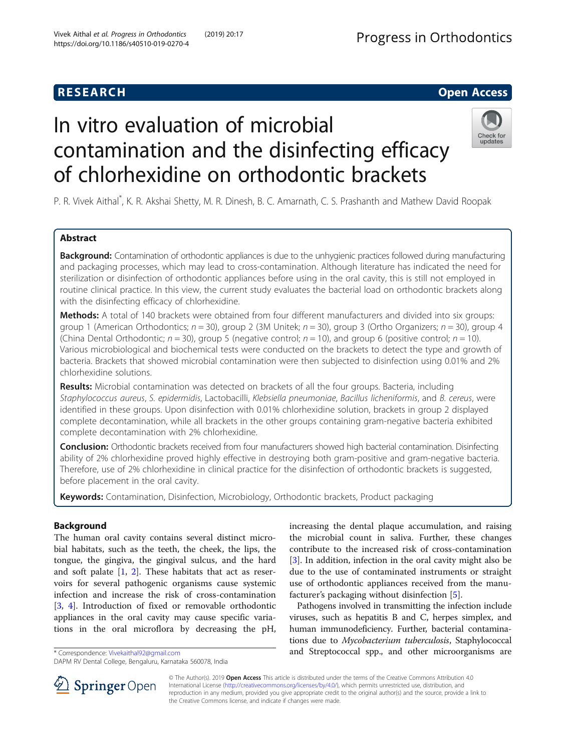RESEARCH Open Access

# In vitro evaluation of microbial contamination and the disinfecting efficacy of chlorhexidine on orthodontic brackets

P. R. Vivek Aithal*, K. R. Akshai Shetty, M. R. Dinesh, B. C. Amarnath, C. S. Prashanth and Mathew David Roopak

## Abstract

**Background:** Contamination of orthodontic appliances is due to the unhygienic practices followed during manufacturing and packaging processes, which may lead to cross-contamination. Although literature has indicated the need for sterilization or disinfection of orthodontic appliances before using in the oral cavity, this is still not employed in routine clinical practice. In this view, the current study evaluates the bacterial load on orthodontic brackets along with the disinfecting efficacy of chlorhexidine.

**Methods:** A total of 140 brackets were obtained from four different manufacturers and divided into six groups: group 1 (American Orthodontics; $n = 30$), group 2 (3M Unitek; $n = 30$), group 3 (Ortho Organizers; $n = 30$), group 4 (China Dental Orthodontic; $n = 30$), group 5 (negative control; $n = 10$), and group 6 (positive control; $n = 10$). Various microbiological and biochemical tests were conducted on the brackets to detect the type and growth of bacteria. Brackets that showed microbial contamination were then subjected to disinfection using 0.01% and 2% chlorhexidine solutions.

**Results:** Microbial contamination was detected on brackets of all the four groups. Bacteria, including *Staphylococcus aureus*, *S. epidermidis*, Lactobacilli, *Klebsiella pneumoniae*, *Bacillus licheniformis*, and *B. cereus*, were identified in these groups. Upon disinfection with 0.01% chlorhexidine solution, brackets in group 2 displayed complete decontamination, while all brackets in the other groups containing gram-negative bacteria exhibited complete decontamination with 2% chlorhexidine.

**Conclusion:** Orthodontic brackets received from four manufacturers showed high bacterial contamination. Disinfecting ability of 2% chlorhexidine proved highly effective in destroying both gram-positive and gram-negative bacteria. Therefore, use of 2% chlorhexidine in clinical practice for the disinfection of orthodontic brackets is suggested, before placement in the oral cavity.

**Keywords:** Contamination, Disinfection, Microbiology, Orthodontic brackets, Product packaging

## Background

The human oral cavity contains several distinct microbial habitats, such as the teeth, the cheek, the lips, the tongue, the gingiva, the gingival sulcus, and the hard and soft palate [1, 2]. These habitats that act as reservoirs for several pathogenic organisms cause systemic infection and increase the risk of cross-contamination [3, 4]. Introduction of fixed or removable orthodontic appliances in the oral cavity may cause specific variations in the oral microflora by decreasing the pH, increasing the dental plaque accumulation, and raising the microbial count in saliva. Further, these changes contribute to the increased risk of cross-contamination [3]. In addition, infection in the oral cavity might also be due to the use of contaminated instruments or straight use of orthodontic appliances received from the manufacturer's packaging without disinfection [5].

Pathogens involved in transmitting the infection include viruses, such as hepatitis B and C, herpes simplex, and human immunodeficiency. Further, bacterial contaminations due to *Mycobacterium tuberculosis*, Staphylococcal and Streptococcal spp., and other microorganisms are

* Correspondence: Vivekaithal92@gmail.com
DAPM RV Dental College, Bengaluru, Karnataka 560078, India

© The Author(s). 2019 **Open Access** This article is distributed under the terms of the Creative Commons Attribution 4.0 International License (http://creativecommons.org/licenses/by/4.0/), which permits unrestricted use, distribution, and reproduction in any medium, provided you give appropriate credit to the original author(s) and the source, provide a link to the Creative Commons license, and indicate if changes were made.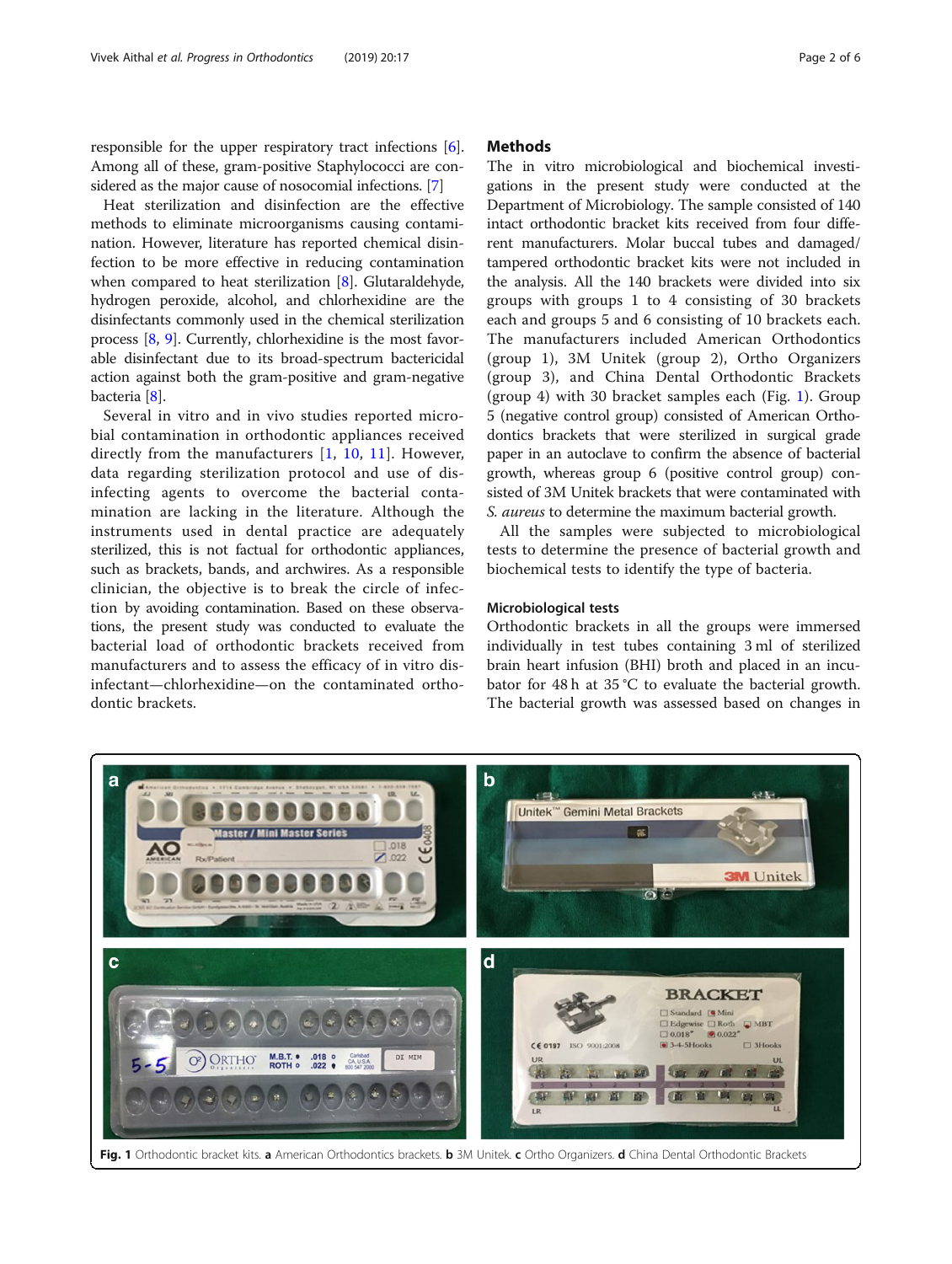responsible for the upper respiratory tract infections [6]. Among all of these, gram-positive Staphylococci are considered as the major cause of nosocomial infections. [7]

Heat sterilization and disinfection are the effective methods to eliminate microorganisms causing contamination. However, literature has reported chemical disinfection to be more effective in reducing contamination when compared to heat sterilization [8]. Glutaraldehyde, hydrogen peroxide, alcohol, and chlorhexidine are the disinfectants commonly used in the chemical sterilization process [8, 9]. Currently, chlorhexidine is the most favorable disinfectant due to its broad-spectrum bactericidal action against both the gram-positive and gram-negative bacteria [8].

Several in vitro and in vivo studies reported microbial contamination in orthodontic appliances received directly from the manufacturers [1, 10, 11]. However, data regarding sterilization protocol and use of disinfecting agents to overcome the bacterial contamination are lacking in the literature. Although the instruments used in dental practice are adequately sterilized, this is not factual for orthodontic appliances, such as brackets, bands, and archwires. As a responsible clinician, the objective is to break the circle of infection by avoiding contamination. Based on these observations, the present study was conducted to evaluate the bacterial load of orthodontic brackets received from manufacturers and to assess the efficacy of in vitro disinfectant—chlorhexidine—on the contaminated orthodontic brackets.

## Methods

The in vitro microbiological and biochemical investigations in the present study were conducted at the Department of Microbiology. The sample consisted of 140 intact orthodontic bracket kits received from four different manufacturers. Molar buccal tubes and damaged/tampered orthodontic bracket kits were not included in the analysis. All the 140 brackets were divided into six groups with groups 1 to 4 consisting of 30 brackets each and groups 5 and 6 consisting of 10 brackets each. The manufacturers included American Orthodontics (group 1), 3M Unitek (group 2), Ortho Organizers (group 3), and China Dental Orthodontic Brackets (group 4) with 30 bracket samples each (Fig. 1). Group 5 (negative control group) consisted of American Orthodontics brackets that were sterilized in surgical grade paper in an autoclave to confirm the absence of bacterial growth, whereas group 6 (positive control group) consisted of 3M Unitek brackets that were contaminated with *S. aureus* to determine the maximum bacterial growth.

All the samples were subjected to microbiological tests to determine the presence of bacterial growth and biochemical tests to identify the type of bacteria.

### Microbiological tests

Orthodontic brackets in all the groups were immersed individually in test tubes containing 3 ml of sterilized brain heart infusion (BHI) broth and placed in an incubator for 48 h at 35 °C to evaluate the bacterial growth. The bacterial growth was assessed based on changes in

**Fig. 1** Orthodontic bracket kits. **a** American Orthodontics brackets. **b** 3M Unitek. **c** Ortho Organizers. **d** China Dental Orthodontic Brackets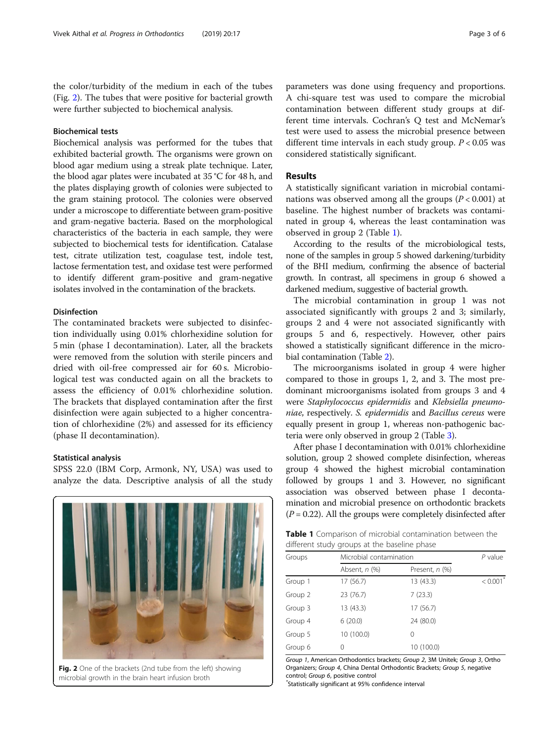the color/turbidity of the medium in each of the tubes (Fig. 2). The tubes that were positive for bacterial growth were further subjected to biochemical analysis.

### Biochemical tests

Biochemical analysis was performed for the tubes that exhibited bacterial growth. The organisms were grown on blood agar medium using a streak plate technique. Later, the blood agar plates were incubated at 35 °C for 48 h, and the plates displaying growth of colonies were subjected to the gram staining protocol. The colonies were observed under a microscope to differentiate between gram-positive and gram-negative bacteria. Based on the morphological characteristics of the bacteria in each sample, they were subjected to biochemical tests for identification. Catalase test, citrate utilization test, coagulase test, indole test, lactose fermentation test, and oxidase test were performed to identify different gram-positive and gram-negative isolates involved in the contamination of the brackets.

### Disinfection

The contaminated brackets were subjected to disinfection individually using 0.01% chlorhexidine solution for 5 min (phase I decontamination). Later, all the brackets were removed from the solution with sterile pincers and dried with oil-free compressed air for 60 s. Microbiological test was conducted again on all the brackets to assess the efficiency of 0.01% chlorhexidine solution. The brackets that displayed contamination after the first disinfection were again subjected to a higher concentration of chlorhexidine (2%) and assessed for its efficiency (phase II decontamination).

### Statistical analysis

SPSS 22.0 (IBM Corp, Armonk, NY, USA) was used to analyze the data. Descriptive analysis of all the study parameters was done using frequency and proportions. A chi-square test was used to compare the microbial contamination between different study groups at different time intervals. Cochran's Q test and McNemar's test were used to assess the microbial presence between different time intervals in each study group. $P < 0.05$ was considered statistically significant.

**Fig. 2** One of the brackets (2nd tube from the left) showing microbial growth in the brain heart infusion broth

## Results

A statistically significant variation in microbial contaminations was observed among all the groups ($P < 0.001$) at baseline. The highest number of brackets was contaminated in group 4, whereas the least contamination was observed in group 2 (Table 1).

According to the results of the microbiological tests, none of the samples in group 5 showed darkening/turbidity of the BHI medium, confirming the absence of bacterial growth. In contrast, all specimens in group 6 showed a darkened medium, suggestive of bacterial growth.

The microbial contamination in group 1 was not associated significantly with groups 2 and 3; similarly, groups 2 and 4 were not associated significantly with groups 5 and 6, respectively. However, other pairs showed a statistically significant difference in the microbial contamination (Table 2).

The microorganisms isolated in group 4 were higher compared to those in groups 1, 2, and 3. The most predominant microorganisms isolated from groups 3 and 4 were *Staphylococcus epidermidis* and *Klebsiella pneumoniae*, respectively. *S. epidermidis* and *Bacillus cereus* were equally present in group 1, whereas non-pathogenic bacteria were only observed in group 2 (Table 3).

After phase I decontamination with 0.01% chlorhexidine solution, group 2 showed complete disinfection, whereas group 4 showed the highest microbial contamination followed by groups 1 and 3. However, no significant association was observed between phase I decontamination and microbial presence on orthodontic brackets ($P = 0.22$). All the groups were completely disinfected after

**Table 1** Comparison of microbial contamination between the different study groups at the baseline phase

| Groups | Microbial contamination | | P value |
|---|---|---|---|
| | Absent, *n* (%) | Present, *n* (%) | |
| Group 1 | 17 (56.7) | 13 (43.3) | < 0.001* |
| Group 2 | 23 (76.7) | 7 (23.3) | |
| Group 3 | 13 (43.3) | 17 (56.7) | |
| Group 4 | 6 (20.0) | 24 (80.0) | |
| Group 5 | 10 (100.0) | 0 | |
| Group 6 | 0 | 10 (100.0) | |

*Group 1*, American Orthodontics brackets; *Group 2*, 3M Unitek; *Group 3*, Ortho Organizers; *Group 4*, China Dental Orthodontic Brackets; *Group 5*, negative control; *Group 6*, positive control

*Statistically significant at 95% confidence interval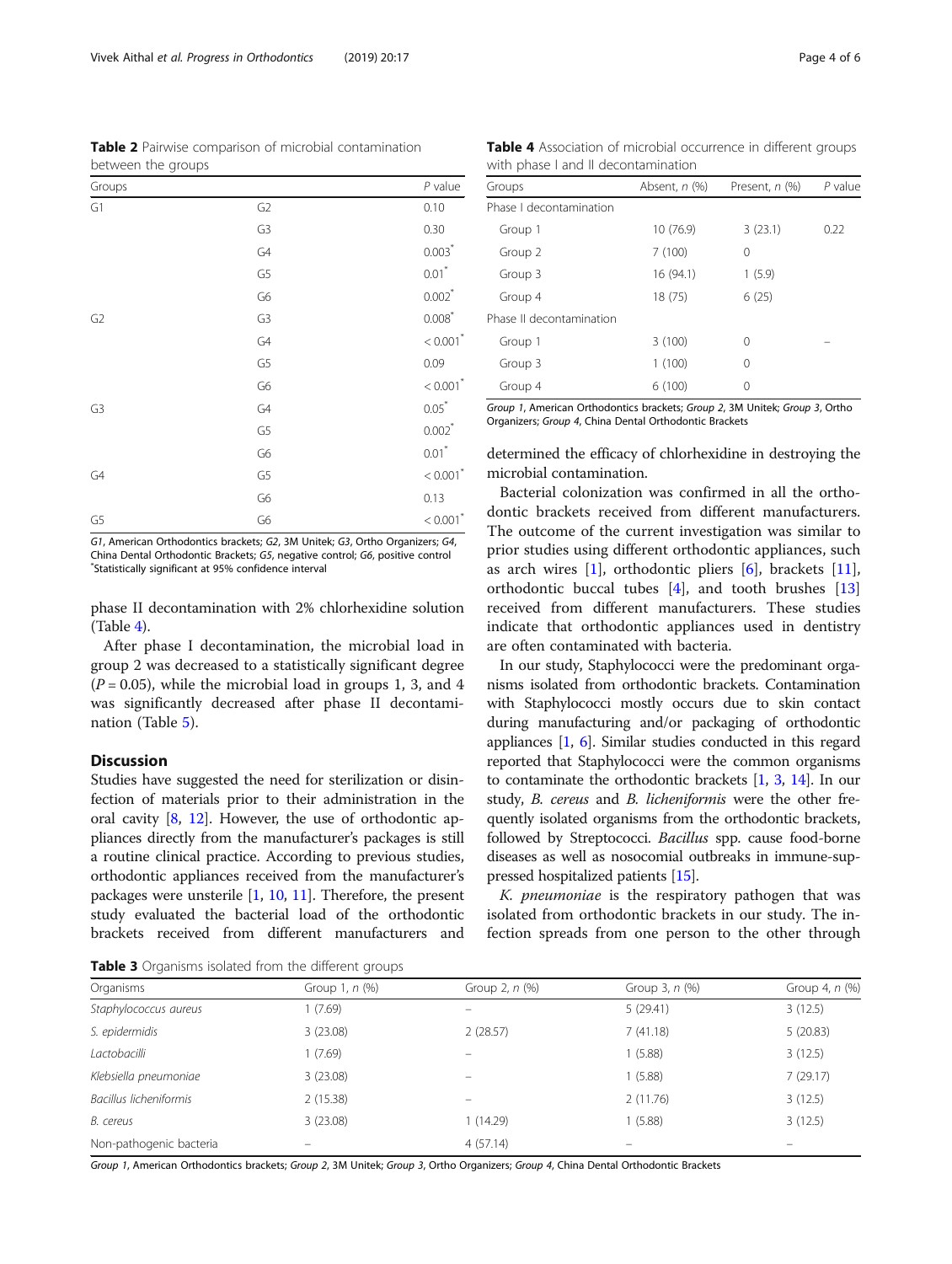**Table 2** Pairwise comparison of microbial contamination between the groups

| Groups | | *P* value |
|---|---|---|
| G1 | G2 | 0.10 |
| | G3 | 0.30 |
| | G4 | 0.003* |
| | G5 | 0.01* |
| | G6 | 0.002* |
| G2 | G3 | 0.008* |
| | G4 | < 0.001* |
| | G5 | 0.09 |
| | G6 | < 0.001* |
| G3 | G4 | 0.05* |
| | G5 | 0.002* |
| | G6 | 0.01* |
| G4 | G5 | < 0.001* |
| | G6 | 0.13 |
| G5 | G6 | < 0.001* |

*G1*, American Orthodontics brackets; *G2*, 3M Unitek; *G3*, Ortho Organizers; *G4*, China Dental Orthodontic Brackets; *G5*, negative control; *G6*, positive control
*Statistically significant at 95% confidence interval

phase II decontamination with 2% chlorhexidine solution (Table 4).

After phase I decontamination, the microbial load in group 2 was decreased to a statistically significant degree ($P = 0.05$), while the microbial load in groups 1, 3, and 4 was significantly decreased after phase II decontamination (Table 5).

## Discussion

Studies have suggested the need for sterilization or disinfection of materials prior to their administration in the oral cavity [8, 12]. However, the use of orthodontic appliances directly from the manufacturer's packages is still a routine clinical practice. According to previous studies, orthodontic appliances received from the manufacturer's packages were unsterile [1, 10, 11]. Therefore, the present study evaluated the bacterial load of the orthodontic brackets received from different manufacturers and

**Table 4** Association of microbial occurrence in different groups with phase I and II decontamination

| Groups | Absent, *n* (%) | Present, *n* (%) | *P* value |
|---|---|---|---|
| Phase I decontamination | | | |
| Group 1 | 10 (76.9) | 3 (23.1) | 0.22 |
| Group 2 | 7 (100) | 0 | |
| Group 3 | 16 (94.1) | 1 (5.9) | |
| Group 4 | 18 (75) | 6 (25) | |
| Phase II decontamination | | | |
| Group 1 | 3 (100) | 0 | – |
| Group 3 | 1 (100) | 0 | |
| Group 4 | 6 (100) | 0 | |

*Group 1*, American Orthodontics brackets; *Group 2*, 3M Unitek; *Group 3*, Ortho Organizers; *Group 4*, China Dental Orthodontic Brackets

determined the efficacy of chlorhexidine in destroying the microbial contamination.

Bacterial colonization was confirmed in all the orthodontic brackets received from different manufacturers. The outcome of the current investigation was similar to prior studies using different orthodontic appliances, such as arch wires [1], orthodontic pliers [6], brackets [11], orthodontic buccal tubes [4], and tooth brushes [13] received from different manufacturers. These studies indicate that orthodontic appliances used in dentistry are often contaminated with bacteria.

In our study, Staphylococci were the predominant organisms isolated from orthodontic brackets. Contamination with Staphylococci mostly occurs due to skin contact during manufacturing and/or packaging of orthodontic appliances [1, 6]. Similar studies conducted in this regard reported that Staphylococci were the common organisms to contaminate the orthodontic brackets [1, 3, 14]. In our study, *B. cereus* and *B. licheniformis* were the other frequently isolated organisms from the orthodontic brackets, followed by Streptococci. *Bacillus* spp. cause food-borne diseases as well as nosocomial outbreaks in immune-suppressed hospitalized patients [15].

*K. pneumoniae* is the respiratory pathogen that was isolated from orthodontic brackets in our study. The infection spreads from one person to the other through

**Table 3** Organisms isolated from the different groups

| Organisms | Group 1, *n* (%) | Group 2, *n* (%) | Group 3, *n* (%) | Group 4, *n* (%) |
|---|---|---|---|---|
| *Staphylococcus aureus* | 1 (7.69) | – | 5 (29.41) | 3 (12.5) |
| *S. epidermidis* | 3 (23.08) | 2 (28.57) | 7 (41.18) | 5 (20.83) |
| *Lactobacilli* | 1 (7.69) | – | 1 (5.88) | 3 (12.5) |
| *Klebsiella pneumoniae* | 3 (23.08) | – | 1 (5.88) | 7 (29.17) |
| *Bacillus licheniformis* | 2 (15.38) | – | 2 (11.76) | 3 (12.5) |
| *B. cereus* | 3 (23.08) | 1 (14.29) | 1 (5.88) | 3 (12.5) |
| Non-pathogenic bacteria | – | 4 (57.14) | – | – |

*Group 1*, American Orthodontics brackets; *Group 2*, 3M Unitek; *Group 3*, Ortho Organizers; *Group 4*, China Dental Orthodontic Brackets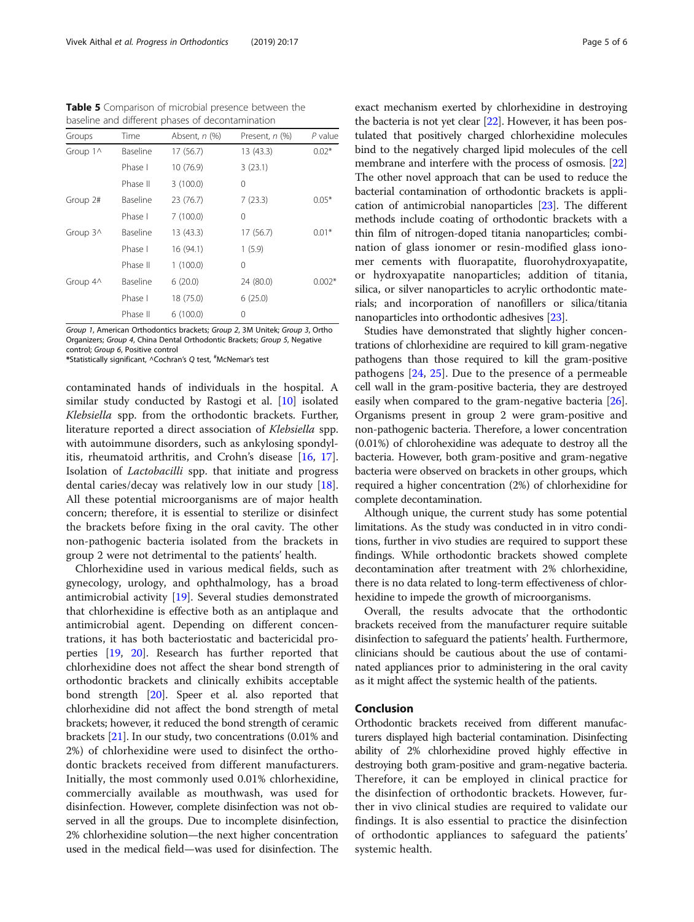**Table 5** Comparison of microbial presence between the baseline and different phases of decontamination

| Groups | Time | Absent, n (%) | Present, n (%) | P value |
|---|---|---|---|---|
| Group 1^ | Baseline | 17 (56.7) | 13 (43.3) | 0.02* |
| | Phase I | 10 (76.9) | 3 (23.1) | |
| | Phase II | 3 (100.0) | 0 | |
| Group 2# | Baseline | 23 (76.7) | 7 (23.3) | 0.05* |
| | Phase I | 7 (100.0) | 0 | |
| Group 3^ | Baseline | 13 (43.3) | 17 (56.7) | 0.01* |
| | Phase I | 16 (94.1) | 1 (5.9) | |
| | Phase II | 1 (100.0) | 0 | |
| Group 4^ | Baseline | 6 (20.0) | 24 (80.0) | 0.002* |
| | Phase I | 18 (75.0) | 6 (25.0) | |
| | Phase II | 6 (100.0) | 0 | |

*Group 1*, American Orthodontics brackets; *Group 2*, 3M Unitek; *Group 3*, Ortho Organizers; *Group 4*, China Dental Orthodontic Brackets; *Group 5*, Negative control; *Group 6*, Positive control
*Statistically significant, ^Cochran's Q test, #McNemar's test

contaminated hands of individuals in the hospital. A similar study conducted by Rastogi et al. [10] isolated *Klebsiella* spp. from the orthodontic brackets. Further, literature reported a direct association of *Klebsiella* spp. with autoimmune disorders, such as ankylosing spondylitis, rheumatoid arthritis, and Crohn's disease [16, 17]. Isolation of *Lactobacilli* spp. that initiate and progress dental caries/decay was relatively low in our study [18]. All these potential microorganisms are of major health concern; therefore, it is essential to sterilize or disinfect the brackets before fixing in the oral cavity. The other non-pathogenic bacteria isolated from the brackets in group 2 were not detrimental to the patients' health.

Chlorhexidine used in various medical fields, such as gynecology, urology, and ophthalmology, has a broad antimicrobial activity [19]. Several studies demonstrated that chlorhexidine is effective both as an antiplaque and antimicrobial agent. Depending on different concentrations, it has both bacteriostatic and bactericidal properties [19, 20]. Research has further reported that chlorhexidine does not affect the shear bond strength of orthodontic brackets and clinically exhibits acceptable bond strength [20]. Speer et al. also reported that chlorhexidine did not affect the bond strength of metal brackets; however, it reduced the bond strength of ceramic brackets [21]. In our study, two concentrations (0.01% and 2%) of chlorhexidine were used to disinfect the orthodontic brackets received from different manufacturers. Initially, the most commonly used 0.01% chlorhexidine, commercially available as mouthwash, was used for disinfection. However, complete disinfection was not observed in all the groups. Due to incomplete disinfection, 2% chlorhexidine solution—the next higher concentration used in the medical field—was used for disinfection. The exact mechanism exerted by chlorhexidine in destroying the bacteria is not yet clear [22]. However, it has been postulated that positively charged chlorhexidine molecules bind to the negatively charged lipid molecules of the cell membrane and interfere with the process of osmosis. [22] The other novel approach that can be used to reduce the bacterial contamination of orthodontic brackets is application of antimicrobial nanoparticles [23]. The different methods include coating of orthodontic brackets with a thin film of nitrogen-doped titania nanoparticles; combination of glass ionomer or resin-modified glass ionomer cements with fluorapatite, fluorohydroxyapatite, or hydroxyapatite nanoparticles; addition of titania, silica, or silver nanoparticles to acrylic orthodontic materials; and incorporation of nanofillers or silica/titania nanoparticles into orthodontic adhesives [23].

Studies have demonstrated that slightly higher concentrations of chlorhexidine are required to kill gram-negative pathogens than those required to kill the gram-positive pathogens [24, 25]. Due to the presence of a permeable cell wall in the gram-positive bacteria, they are destroyed easily when compared to the gram-negative bacteria [26]. Organisms present in group 2 were gram-positive and non-pathogenic bacteria. Therefore, a lower concentration (0.01%) of chlorohexidine was adequate to destroy all the bacteria. However, both gram-positive and gram-negative bacteria were observed on brackets in other groups, which required a higher concentration (2%) of chlorhexidine for complete decontamination.

Although unique, the current study has some potential limitations. As the study was conducted in in vitro conditions, further in vivo studies are required to support these findings. While orthodontic brackets showed complete decontamination after treatment with 2% chlorhexidine, there is no data related to long-term effectiveness of chlorhexidine to impede the growth of microorganisms.

Overall, the results advocate that the orthodontic brackets received from the manufacturer require suitable disinfection to safeguard the patients' health. Furthermore, clinicians should be cautious about the use of contaminated appliances prior to administering in the oral cavity as it might affect the systemic health of the patients.

## Conclusion

Orthodontic brackets received from different manufacturers displayed high bacterial contamination. Disinfecting ability of 2% chlorhexidine proved highly effective in destroying both gram-positive and gram-negative bacteria. Therefore, it can be employed in clinical practice for the disinfection of orthodontic brackets. However, further in vivo clinical studies are required to validate our findings. It is also essential to practice the disinfection of orthodontic appliances to safeguard the patients' systemic health.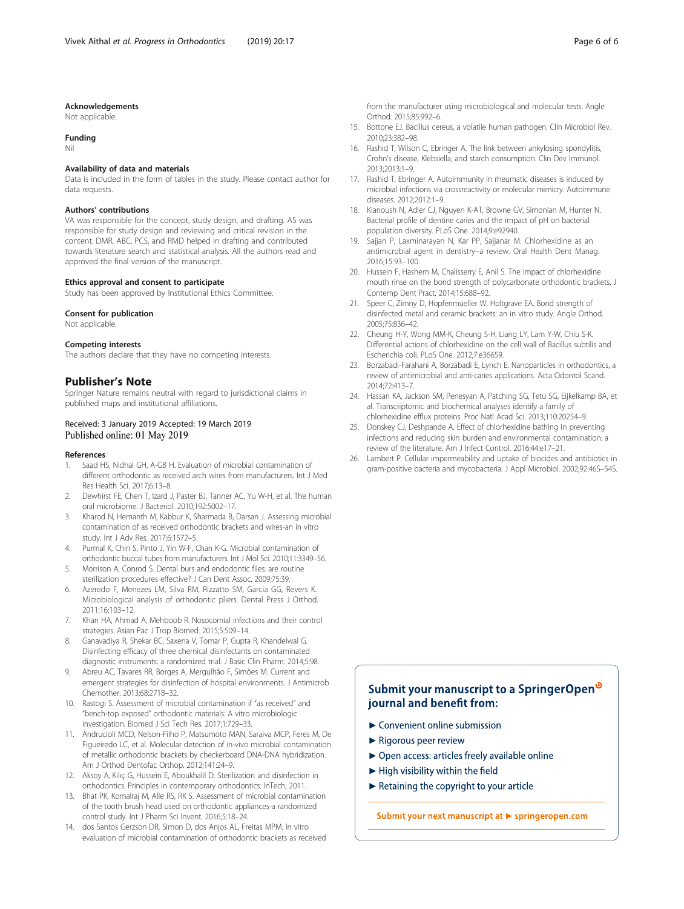#### Acknowledgements
Not applicable.

#### Funding
Nil

#### Availability of data and materials
Data is included in the form of tables in the study. Please contact author for data requests.

#### Authors' contributions
VA was responsible for the concept, study design, and drafting. AS was responsible for study design and reviewing and critical revision in the content. DMR, ABC, PCS, and RMD helped in drafting and contributed towards literature search and statistical analysis. All the authors read and approved the final version of the manuscript.

#### Ethics approval and consent to participate
Study has been approved by Institutional Ethics Committee.

#### Consent for publication
Not applicable.

#### Competing interests
The authors declare that they have no competing interests.

## Publisher's Note
Springer Nature remains neutral with regard to jurisdictional claims in published maps and institutional affiliations.

Received: 3 January 2019 Accepted: 19 March 2019
Published online: 01 May 2019

#### References
1. Saad HS, Nidhal GH, A-GB H. Evaluation of microbial contamination of different orthodontic as received arch wires from manufacturers. Int J Med Res Health Sci. 2017;6:13–8.
2. Dewhirst FE, Chen T, Izard J, Paster BJ, Tanner AC, Yu W-H, et al. The human oral microbiome. J Bacteriol. 2010;192:5002–17.
3. Kharod N, Hemanth M, Kabbur K, Sharmada B, Darsan J. Assessing microbial contamination of as received orthodontic brackets and wires-an in vitro study. Int J Adv Res. 2017;6:1572–5.
4. Purmal K, Chin S, Pinto J, Yin W-F, Chan K-G. Microbial contamination of orthodontic buccal tubes from manufacturers. Int J Mol Sci. 2010;11:3349–56.
5. Morrison A, Conrod S. Dental burs and endodontic files: are routine sterilization procedures effective? J Can Dent Assoc. 2009;75:39.
6. Azeredo F, Menezes LM, Silva RM, Rizzatto SM, Garcia GG, Revers K. Microbiological analysis of orthodontic pliers. Dental Press J Orthod. 2011;16:103–12.
7. Khan HA, Ahmad A, Mehboob R. Nosocomial infections and their control strategies. Asian Pac J Trop Biomed. 2015;5:509–14.
8. Ganavadiya R, Shekar BC, Saxena V, Tomar P, Gupta R, Khandelwal G. Disinfecting efficacy of three chemical disinfectants on contaminated diagnostic instruments: a randomized trial. J Basic Clin Pharm. 2014;5:98.
9. Abreu AC, Tavares RR, Borges A, Mergulhão F, Simões M. Current and emergent strategies for disinfection of hospital environments. J Antimicrob Chemother. 2013;68:2718–32.
10. Rastogi S. Assessment of microbial contamination if "as received" and "bench-top exposed" orthodontic materials: A vitro microbiologic investigation. Biomed J Sci Tech Res. 2017;1:729–33.
11. Andrucioli MCD, Nelson-Filho P, Matsumoto MAN, Saraiva MCP, Feres M, De Figueiredo LC, et al. Molecular detection of in-vivo microbial contamination of metallic orthodontic brackets by checkerboard DNA-DNA hybridization. Am J Orthod Dentofac Orthop. 2012;141:24–9.
12. Aksoy A, Kılıç G, Hussein E, Aboukhalil D. Sterilization and disinfection in orthodontics. Principles in contemporary orthodontics: InTech; 2011.
13. Bhat PK, Komalraj M, Alle RS, RK S. Assessment of microbial contamination of the tooth brush head used on orthodontic appliances-a randomized control study. Int J Pharm Sci Invent. 2016;5:18–24.
14. dos Santos Gerzson DR, Simon D, dos Anjos AL, Freitas MPM. In vitro evaluation of microbial contamination of orthodontic brackets as received from the manufacturer using microbiological and molecular tests. Angle Orthod. 2015;85:992–6.
15. Bottone EJ. Bacillus cereus, a volatile human pathogen. Clin Microbiol Rev. 2010;23:382–98.
16. Rashid T, Wilson C, Ebringer A. The link between ankylosing spondylitis, Crohn's disease, Klebsiella, and starch consumption. Clin Dev Immunol. 2013;2013:1–9.
17. Rashid T, Ebringer A. Autoimmunity in rheumatic diseases is induced by microbial infections via crossreactivity or molecular mimicry. Autoimmune diseases. 2012;2012:1–9.
18. Kianoush N, Adler CJ, Nguyen K-AT, Browne GV, Simonian M, Hunter N. Bacterial profile of dentine caries and the impact of pH on bacterial population diversity. PLoS One. 2014;9:e92940.
19. Sajjan P, Laxminarayan N, Kar PP, Sajjanar M. Chlorhexidine as an antimicrobial agent in dentistry–a review. Oral Health Dent Manag. 2016;15:93–100.
20. Hussein F, Hashem M, Chalisserry E, Anil S. The impact of chlorhexidine mouth rinse on the bond strength of polycarbonate orthodontic brackets. J Contemp Dent Pract. 2014;15:688–92.
21. Speer C, Zimny D, Hopfenmueller W, Holtgrave EA. Bond strength of disinfected metal and ceramic brackets: an in vitro study. Angle Orthod. 2005;75:836–42.
22. Cheung H-Y, Wong MM-K, Cheung S-H, Liang LY, Lam Y-W, Chiu S-K. Differential actions of chlorhexidine on the cell wall of Bacillus subtilis and Escherichia coli. PLoS One. 2012;7:e36659.
23. Borzabadi-Farahani A, Borzabadi E, Lynch E. Nanoparticles in orthodontics, a review of antimicrobial and anti-caries applications. Acta Odontol Scand. 2014;72:413–7.
24. Hassan KA, Jackson SM, Penesyan A, Patching SG, Tetu SG, Eijkelkamp BA, et al. Transcriptomic and biochemical analyses identify a family of chlorhexidine efflux proteins. Proc Natl Acad Sci. 2013;110:20254–9.
25. Donskey CJ, Deshpande A. Effect of chlorhexidine bathing in preventing infections and reducing skin burden and environmental contamination: a review of the literature. Am J Infect Control. 2016;44:e17–21.
26. Lambert P. Cellular impermeability and uptake of biocides and antibiotics in gram-positive bacteria and mycobacteria. J Appl Microbiol. 2002;92:46S–54S.

**Submit your manuscript to a SpringerOpen journal and benefit from:**

- Convenient online submission
- Rigorous peer review
- Open access: articles freely available online
- High visibility within the field
- Retaining the copyright to your article

Submit your next manuscript at ► springeropen.com